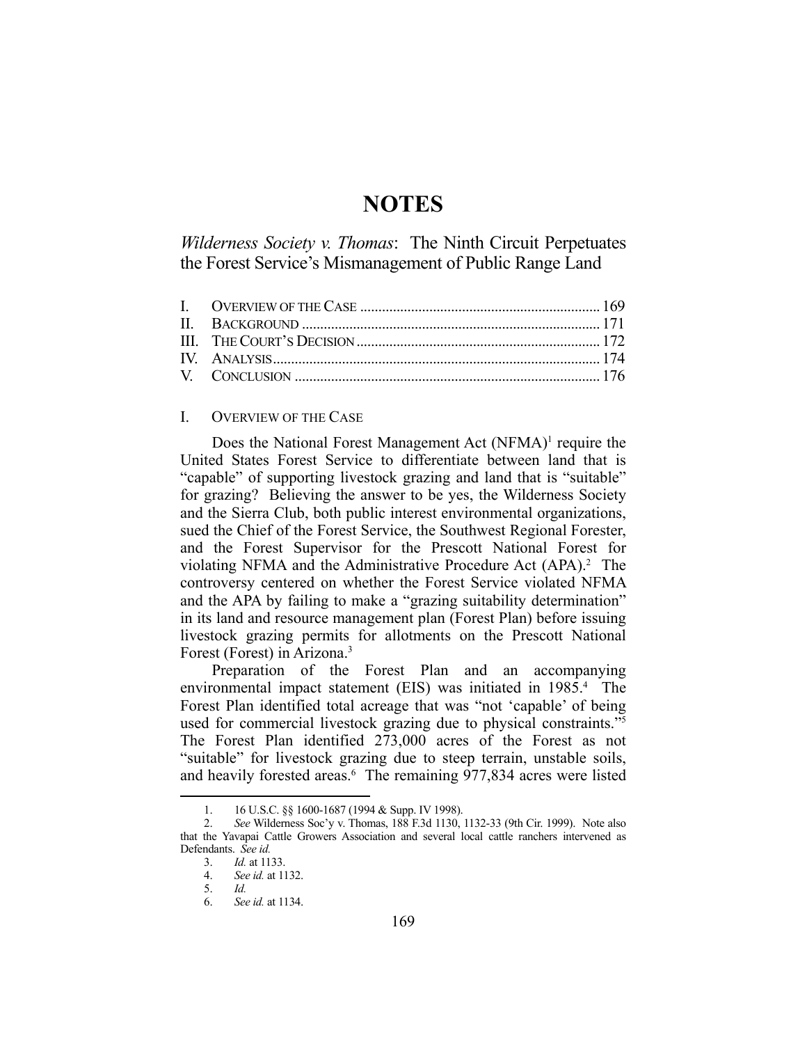# NOTES

## *Wilderness Society v. Thomas*: The Ninth Circuit Perpetuates the Forest Service's Mismanagement of Public Range Land

| | |
|---|---|
| I. OVERVIEW OF THE CASE | 169 |
| II. BACKGROUND | 171 |
| III. THE COURT'S DECISION | 172 |
| IV. ANALYSIS | 174 |
| V. CONCLUSION | 176 |

### I. OVERVIEW OF THE CASE

Does the National Forest Management Act (NFMA)[1] require the United States Forest Service to differentiate between land that is "capable" of supporting livestock grazing and land that is "suitable" for grazing? Believing the answer to be yes, the Wilderness Society and the Sierra Club, both public interest environmental organizations, sued the Chief of the Forest Service, the Southwest Regional Forester, and the Forest Supervisor for the Prescott National Forest for violating NFMA and the Administrative Procedure Act (APA).[2] The controversy centered on whether the Forest Service violated NFMA and the APA by failing to make a "grazing suitability determination" in its land and resource management plan (Forest Plan) before issuing livestock grazing permits for allotments on the Prescott National Forest (Forest) in Arizona.[3]

Preparation of the Forest Plan and an accompanying environmental impact statement (EIS) was initiated in 1985.[4] The Forest Plan identified total acreage that was "not 'capable' of being used for commercial livestock grazing due to physical constraints."[5] The Forest Plan identified 273,000 acres of the Forest as not "suitable" for livestock grazing due to steep terrain, unstable soils, and heavily forested areas.[6] The remaining 977,834 acres were listed

---

1. 16 U.S.C. §§ 1600-1687 (1994 & Supp. IV 1998).
2. *See* Wilderness Soc'y v. Thomas, 188 F.3d 1130, 1132-33 (9th Cir. 1999). Note also that the Yavapai Cattle Growers Association and several local cattle ranchers intervened as Defendants. *See id.*
3. *Id.* at 1133.
4. *See id.* at 1132.
5. *Id.*
6. *See id.* at 1134.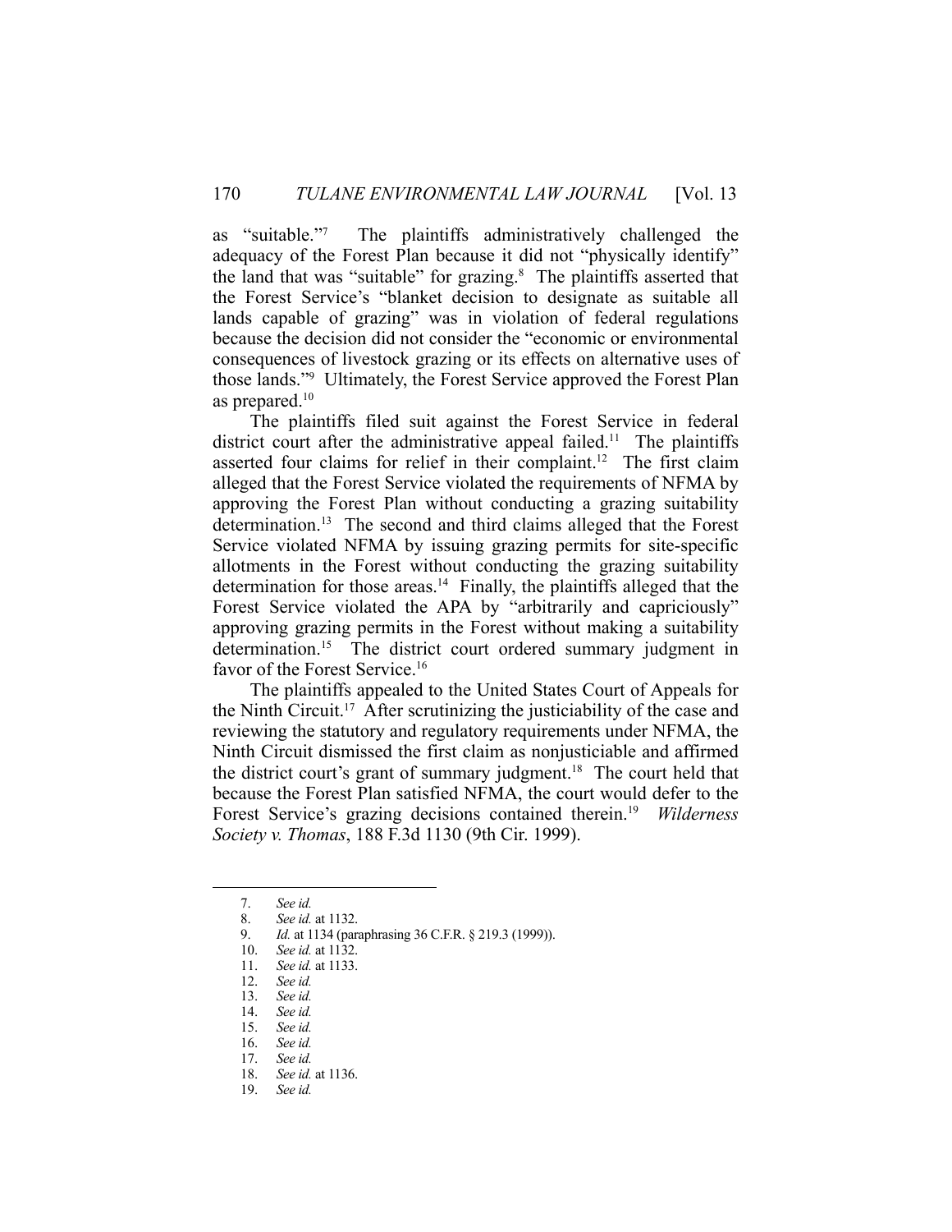as "suitable."[7] The plaintiffs administratively challenged the adequacy of the Forest Plan because it did not "physically identify" the land that was "suitable" for grazing.[8] The plaintiffs asserted that the Forest Service's "blanket decision to designate as suitable all lands capable of grazing" was in violation of federal regulations because the decision did not consider the "economic or environmental consequences of livestock grazing or its effects on alternative uses of those lands."[9] Ultimately, the Forest Service approved the Forest Plan as prepared.[10]

The plaintiffs filed suit against the Forest Service in federal district court after the administrative appeal failed.[11] The plaintiffs asserted four claims for relief in their complaint.[12] The first claim alleged that the Forest Service violated the requirements of NFMA by approving the Forest Plan without conducting a grazing suitability determination.[13] The second and third claims alleged that the Forest Service violated NFMA by issuing grazing permits for site-specific allotments in the Forest without conducting the grazing suitability determination for those areas.[14] Finally, the plaintiffs alleged that the Forest Service violated the APA by "arbitrarily and capriciously" approving grazing permits in the Forest without making a suitability determination.[15] The district court ordered summary judgment in favor of the Forest Service.[16]

The plaintiffs appealed to the United States Court of Appeals for the Ninth Circuit.[17] After scrutinizing the justiciability of the case and reviewing the statutory and regulatory requirements under NFMA, the Ninth Circuit dismissed the first claim as nonjusticiable and affirmed the district court's grant of summary judgment.[18] The court held that because the Forest Plan satisfied NFMA, the court would defer to the Forest Service's grazing decisions contained therein.[19] *Wilderness Society v. Thomas*, 188 F.3d 1130 (9th Cir. 1999).

---

7. *See id.*
8. *See id.* at 1132.
9. *Id.* at 1134 (paraphrasing 36 C.F.R. § 219.3 (1999)).
10. *See id.* at 1132.
11. *See id.* at 1133.
12. *See id.*
13. *See id.*
14. *See id.*
15. *See id.*
16. *See id.*
17. *See id.*
18. *See id.* at 1136.
19. *See id.*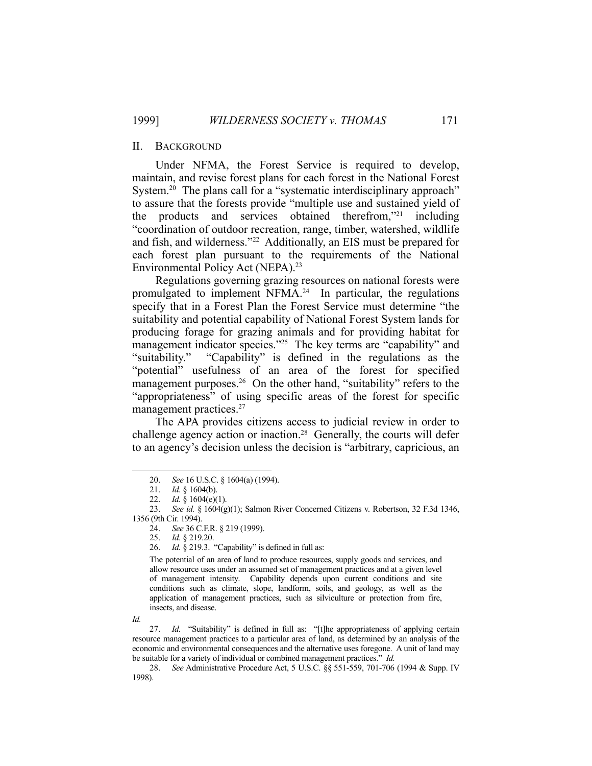## II. Background

Under NFMA, the Forest Service is required to develop, maintain, and revise forest plans for each forest in the National Forest System.[20] The plans call for a "systematic interdisciplinary approach" to assure that the forests provide "multiple use and sustained yield of the products and services obtained therefrom,"[21] including "coordination of outdoor recreation, range, timber, watershed, wildlife and fish, and wilderness."[22] Additionally, an EIS must be prepared for each forest plan pursuant to the requirements of the National Environmental Policy Act (NEPA).[23]

Regulations governing grazing resources on national forests were promulgated to implement NFMA.[24] In particular, the regulations specify that in a Forest Plan the Forest Service must determine "the suitability and potential capability of National Forest System lands for producing forage for grazing animals and for providing habitat for management indicator species."[25] The key terms are "capability" and "suitability." "Capability" is defined in the regulations as the "potential" usefulness of an area of the forest for specified management purposes.[26] On the other hand, "suitability" refers to the "appropriateness" of using specific areas of the forest for specific management practices.[27]

The APA provides citizens access to judicial review in order to challenge agency action or inaction.[28] Generally, the courts will defer to an agency's decision unless the decision is "arbitrary, capricious, an

---

20. *See* 16 U.S.C. § 1604(a) (1994).

21. *Id.* § 1604(b).

22. *Id.* § 1604(e)(1).

23. *See id.* § 1604(g)(1); Salmon River Concerned Citizens v. Robertson, 32 F.3d 1346, 1356 (9th Cir. 1994).

24. *See* 36 C.F.R. § 219 (1999).

25. *Id.* § 219.20.

26. *Id.* § 219.3. "Capability" is defined in full as:

> The potential of an area of land to produce resources, supply goods and services, and allow resource uses under an assumed set of management practices and at a given level of management intensity. Capability depends upon current conditions and site conditions such as climate, slope, landform, soils, and geology, as well as the application of management practices, such as silviculture or protection from fire, insects, and disease.

*Id.*

27. *Id.* "Suitability" is defined in full as: "[t]he appropriateness of applying certain resource management practices to a particular area of land, as determined by an analysis of the economic and environmental consequences and the alternative uses foregone. A unit of land may be suitable for a variety of individual or combined management practices." *Id.*

28. *See* Administrative Procedure Act, 5 U.S.C. §§ 551-559, 701-706 (1994 & Supp. IV 1998).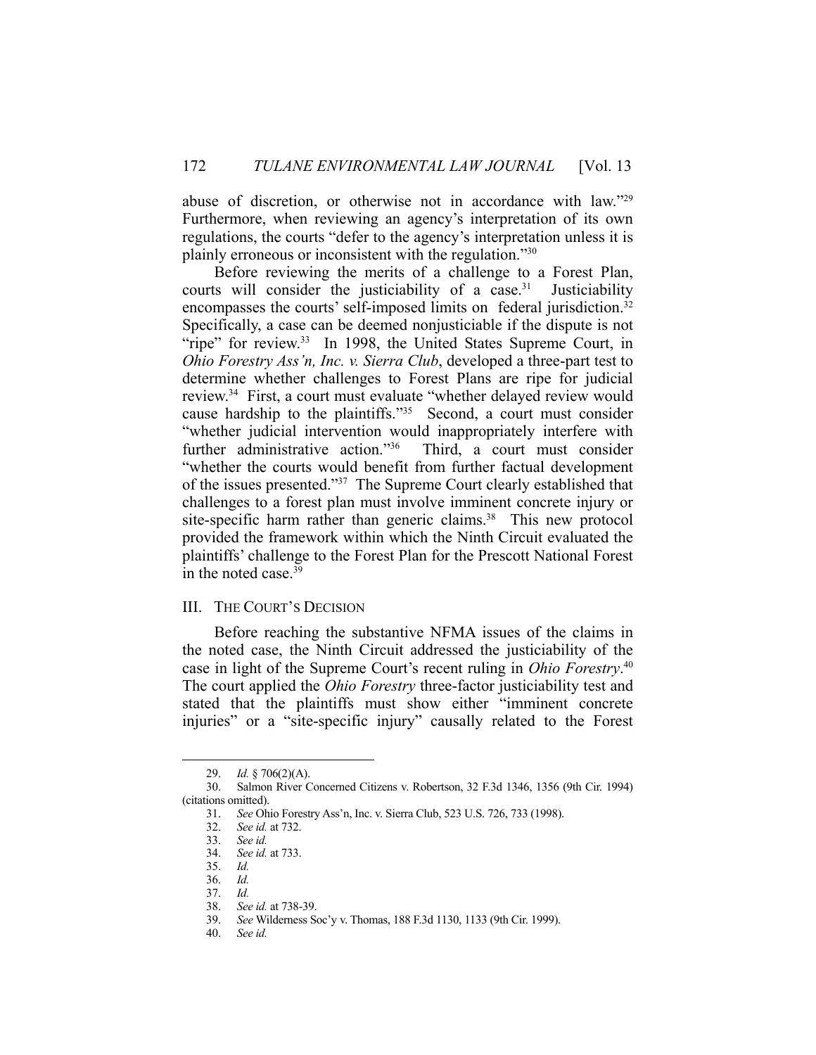abuse of discretion, or otherwise not in accordance with law."[29] Furthermore, when reviewing an agency's interpretation of its own regulations, the courts "defer to the agency's interpretation unless it is plainly erroneous or inconsistent with the regulation."[30]

Before reviewing the merits of a challenge to a Forest Plan, courts will consider the justiciability of a case.[31] Justiciability encompasses the courts' self-imposed limits on federal jurisdiction.[32] Specifically, a case can be deemed nonjusticiable if the dispute is not "ripe" for review.[33] In 1998, the United States Supreme Court, in *Ohio Forestry Ass'n, Inc. v. Sierra Club*, developed a three-part test to determine whether challenges to Forest Plans are ripe for judicial review.[34] First, a court must evaluate "whether delayed review would cause hardship to the plaintiffs."[35] Second, a court must consider "whether judicial intervention would inappropriately interfere with further administrative action."[36] Third, a court must consider "whether the courts would benefit from further factual development of the issues presented."[37] The Supreme Court clearly established that challenges to a forest plan must involve imminent concrete injury or site-specific harm rather than generic claims.[38] This new protocol provided the framework within which the Ninth Circuit evaluated the plaintiffs' challenge to the Forest Plan for the Prescott National Forest in the noted case.[39]

## III. The Court's Decision

Before reaching the substantive NFMA issues of the claims in the noted case, the Ninth Circuit addressed the justiciability of the case in light of the Supreme Court's recent ruling in *Ohio Forestry*.[40] The court applied the *Ohio Forestry* three-factor justiciability test and stated that the plaintiffs must show either "imminent concrete injuries" or a "site-specific injury" causally related to the Forest

---

29. *Id.* § 706(2)(A).

30. Salmon River Concerned Citizens v. Robertson, 32 F.3d 1346, 1356 (9th Cir. 1994) (citations omitted).

31. *See* Ohio Forestry Ass'n, Inc. v. Sierra Club, 523 U.S. 726, 733 (1998).

32. *See id.* at 732.

33. *See id.*

34. *See id.* at 733.

35. *Id.*

36. *Id.*

37. *Id.*

38. *See id.* at 738-39.

39. *See* Wilderness Soc'y v. Thomas, 188 F.3d 1130, 1133 (9th Cir. 1999).

40. *See id.*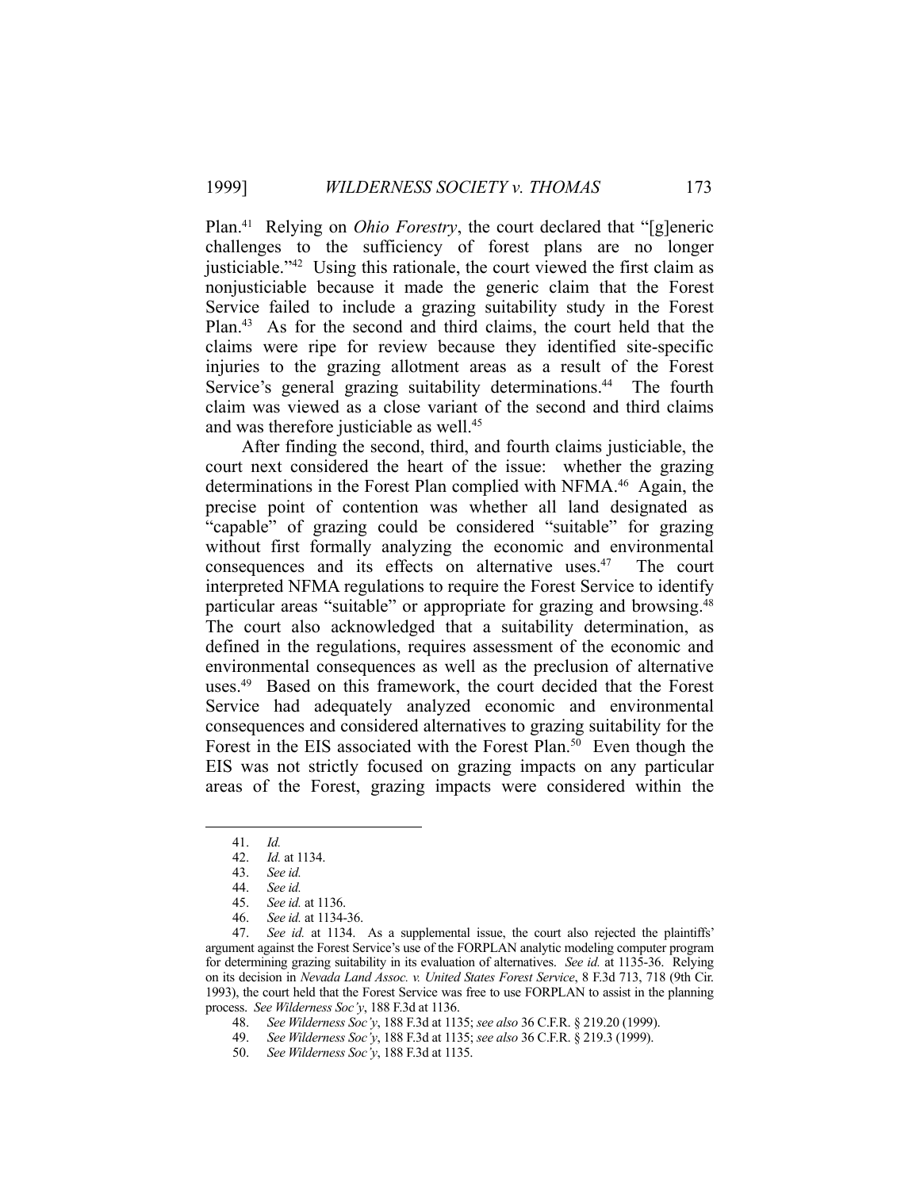Plan.[41] Relying on *Ohio Forestry*, the court declared that "[g]eneric challenges to the sufficiency of forest plans are no longer justiciable."[42] Using this rationale, the court viewed the first claim as nonjusticiable because it made the generic claim that the Forest Service failed to include a grazing suitability study in the Forest Plan.[43] As for the second and third claims, the court held that the claims were ripe for review because they identified site-specific injuries to the grazing allotment areas as a result of the Forest Service's general grazing suitability determinations.[44] The fourth claim was viewed as a close variant of the second and third claims and was therefore justiciable as well.[45]

After finding the second, third, and fourth claims justiciable, the court next considered the heart of the issue: whether the grazing determinations in the Forest Plan complied with NFMA.[46] Again, the precise point of contention was whether all land designated as "capable" of grazing could be considered "suitable" for grazing without first formally analyzing the economic and environmental consequences and its effects on alternative uses.[47] The court interpreted NFMA regulations to require the Forest Service to identify particular areas "suitable" or appropriate for grazing and browsing.[48] The court also acknowledged that a suitability determination, as defined in the regulations, requires assessment of the economic and environmental consequences as well as the preclusion of alternative uses.[49] Based on this framework, the court decided that the Forest Service had adequately analyzed economic and environmental consequences and considered alternatives to grazing suitability for the Forest in the EIS associated with the Forest Plan.[50] Even though the EIS was not strictly focused on grazing impacts on any particular areas of the Forest, grazing impacts were considered within the

---

41. *Id.*
42. *Id.* at 1134.
43. *See id.*
44. *See id.*
45. *See id.* at 1136.
46. *See id.* at 1134-36.
47. *See id.* at 1134. As a supplemental issue, the court also rejected the plaintiffs' argument against the Forest Service's use of the FORPLAN analytic modeling computer program for determining grazing suitability in its evaluation of alternatives. *See id.* at 1135-36. Relying on its decision in *Nevada Land Assoc. v. United States Forest Service*, 8 F.3d 713, 718 (9th Cir. 1993), the court held that the Forest Service was free to use FORPLAN to assist in the planning process. *See Wilderness Soc'y*, 188 F.3d at 1136.
48. *See Wilderness Soc'y*, 188 F.3d at 1135; *see also* 36 C.F.R. § 219.20 (1999).
49. *See Wilderness Soc'y*, 188 F.3d at 1135; *see also* 36 C.F.R. § 219.3 (1999).
50. *See Wilderness Soc'y*, 188 F.3d at 1135.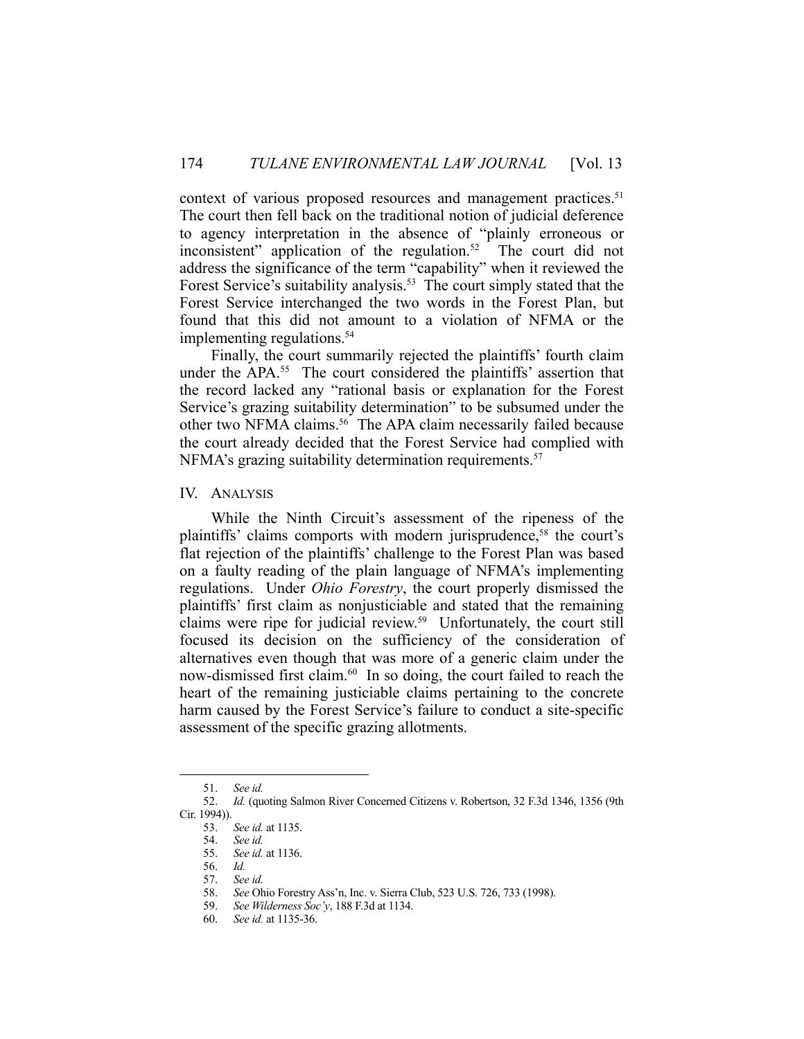context of various proposed resources and management practices.[51] The court then fell back on the traditional notion of judicial deference to agency interpretation in the absence of "plainly erroneous or inconsistent" application of the regulation.[52] The court did not address the significance of the term "capability" when it reviewed the Forest Service's suitability analysis.[53] The court simply stated that the Forest Service interchanged the two words in the Forest Plan, but found that this did not amount to a violation of NFMA or the implementing regulations.[54]

Finally, the court summarily rejected the plaintiffs' fourth claim under the APA.[55] The court considered the plaintiffs' assertion that the record lacked any "rational basis or explanation for the Forest Service's grazing suitability determination" to be subsumed under the other two NFMA claims.[56] The APA claim necessarily failed because the court already decided that the Forest Service had complied with NFMA's grazing suitability determination requirements.[57]

## IV. ANALYSIS

While the Ninth Circuit's assessment of the ripeness of the plaintiffs' claims comports with modern jurisprudence,[58] the court's flat rejection of the plaintiffs' challenge to the Forest Plan was based on a faulty reading of the plain language of NFMA's implementing regulations. Under *Ohio Forestry*, the court properly dismissed the plaintiffs' first claim as nonjusticiable and stated that the remaining claims were ripe for judicial review.[59] Unfortunately, the court still focused its decision on the sufficiency of the consideration of alternatives even though that was more of a generic claim under the now-dismissed first claim.[60] In so doing, the court failed to reach the heart of the remaining justiciable claims pertaining to the concrete harm caused by the Forest Service's failure to conduct a site-specific assessment of the specific grazing allotments.

---

51. *See id.*
52. *Id.* (quoting Salmon River Concerned Citizens v. Robertson, 32 F.3d 1346, 1356 (9th Cir. 1994)).
53. *See id.* at 1135.
54. *See id.*
55. *See id.* at 1136.
56. *Id.*
57. *See id.*
58. *See* Ohio Forestry Ass'n, Inc. v. Sierra Club, 523 U.S. 726, 733 (1998).
59. *See Wilderness Soc'y*, 188 F.3d at 1134.
60. *See id.* at 1135-36.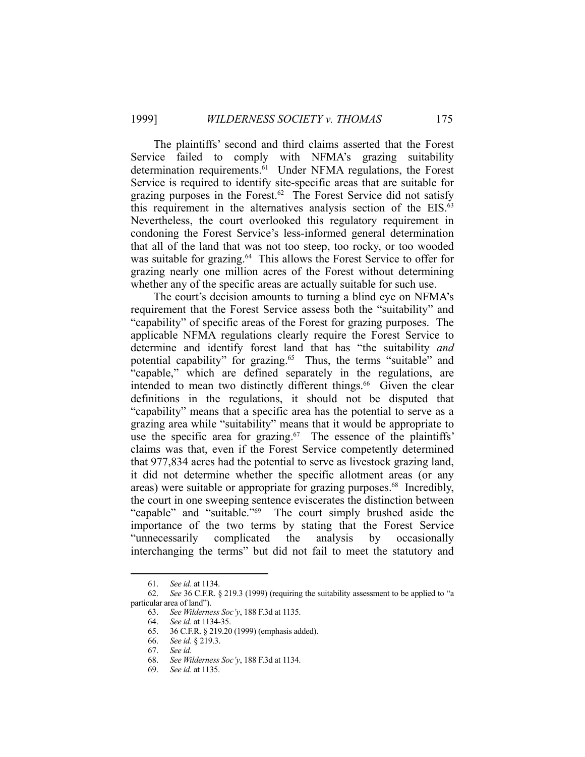The plaintiffs' second and third claims asserted that the Forest Service failed to comply with NFMA's grazing suitability determination requirements.[61] Under NFMA regulations, the Forest Service is required to identify site-specific areas that are suitable for grazing purposes in the Forest.[62] The Forest Service did not satisfy this requirement in the alternatives analysis section of the EIS.[63] Nevertheless, the court overlooked this regulatory requirement in condoning the Forest Service's less-informed general determination that all of the land that was not too steep, too rocky, or too wooded was suitable for grazing.[64] This allows the Forest Service to offer for grazing nearly one million acres of the Forest without determining whether any of the specific areas are actually suitable for such use.

The court's decision amounts to turning a blind eye on NFMA's requirement that the Forest Service assess both the "suitability" and "capability" of specific areas of the Forest for grazing purposes. The applicable NFMA regulations clearly require the Forest Service to determine and identify forest land that has "the suitability *and* potential capability" for grazing.[65] Thus, the terms "suitable" and "capable," which are defined separately in the regulations, are intended to mean two distinctly different things.[66] Given the clear definitions in the regulations, it should not be disputed that "capability" means that a specific area has the potential to serve as a grazing area while "suitability" means that it would be appropriate to use the specific area for grazing.[67] The essence of the plaintiffs' claims was that, even if the Forest Service competently determined that 977,834 acres had the potential to serve as livestock grazing land, it did not determine whether the specific allotment areas (or any areas) were suitable or appropriate for grazing purposes.[68] Incredibly, the court in one sweeping sentence eviscerates the distinction between "capable" and "suitable."[69] The court simply brushed aside the importance of the two terms by stating that the Forest Service "unnecessarily complicated the analysis by occasionally interchanging the terms" but did not fail to meet the statutory and

---

61. *See id.* at 1134.
62. *See* 36 C.F.R. § 219.3 (1999) (requiring the suitability assessment to be applied to "a particular area of land").
63. *See Wilderness Soc'y*, 188 F.3d at 1135.
64. *See id.* at 1134-35.
65. 36 C.F.R. § 219.20 (1999) (emphasis added).
66. *See id.* § 219.3.
67. *See id.*
68. *See Wilderness Soc'y*, 188 F.3d at 1134.
69. *See id.* at 1135.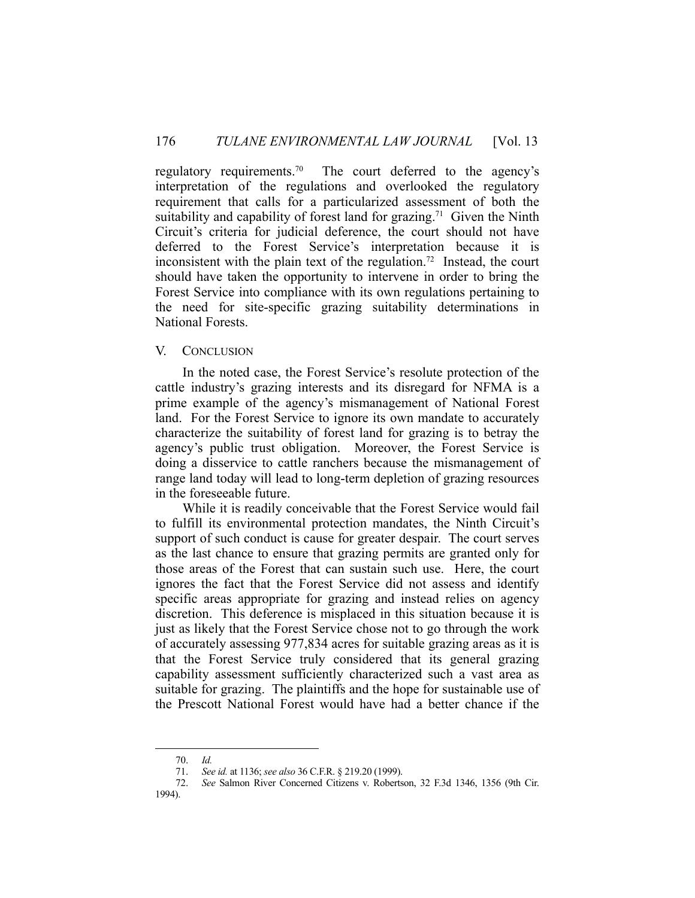regulatory requirements.[70] The court deferred to the agency's interpretation of the regulations and overlooked the regulatory requirement that calls for a particularized assessment of both the suitability and capability of forest land for grazing.[71] Given the Ninth Circuit's criteria for judicial deference, the court should not have deferred to the Forest Service's interpretation because it is inconsistent with the plain text of the regulation.[72] Instead, the court should have taken the opportunity to intervene in order to bring the Forest Service into compliance with its own regulations pertaining to the need for site-specific grazing suitability determinations in National Forests.

## V. CONCLUSION

In the noted case, the Forest Service's resolute protection of the cattle industry's grazing interests and its disregard for NFMA is a prime example of the agency's mismanagement of National Forest land. For the Forest Service to ignore its own mandate to accurately characterize the suitability of forest land for grazing is to betray the agency's public trust obligation. Moreover, the Forest Service is doing a disservice to cattle ranchers because the mismanagement of range land today will lead to long-term depletion of grazing resources in the foreseeable future.

While it is readily conceivable that the Forest Service would fail to fulfill its environmental protection mandates, the Ninth Circuit's support of such conduct is cause for greater despair. The court serves as the last chance to ensure that grazing permits are granted only for those areas of the Forest that can sustain such use. Here, the court ignores the fact that the Forest Service did not assess and identify specific areas appropriate for grazing and instead relies on agency discretion. This deference is misplaced in this situation because it is just as likely that the Forest Service chose not to go through the work of accurately assessing 977,834 acres for suitable grazing areas as it is that the Forest Service truly considered that its general grazing capability assessment sufficiently characterized such a vast area as suitable for grazing. The plaintiffs and the hope for sustainable use of the Prescott National Forest would have had a better chance if the

---

70. *Id.*

71. *See id.* at 1136; *see also* 36 C.F.R. § 219.20 (1999).

72. *See* Salmon River Concerned Citizens v. Robertson, 32 F.3d 1346, 1356 (9th Cir. 1994).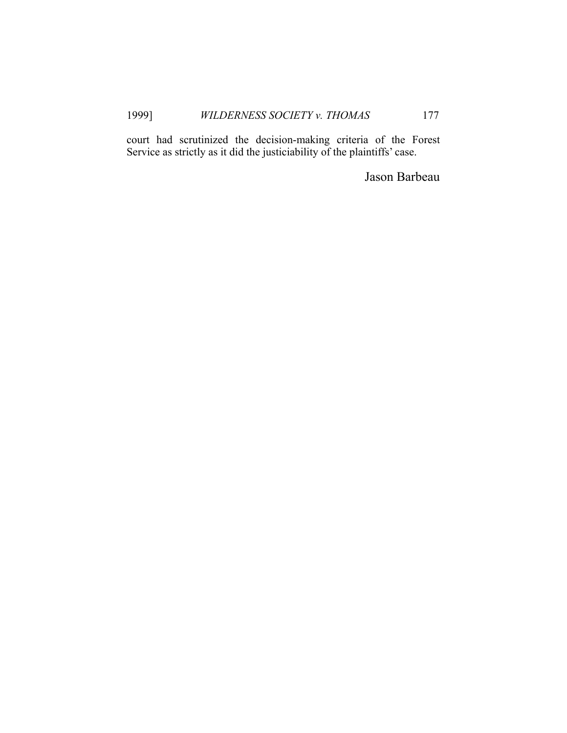court had scrutinized the decision-making criteria of the Forest Service as strictly as it did the justiciability of the plaintiffs' case.

Jason Barbeau